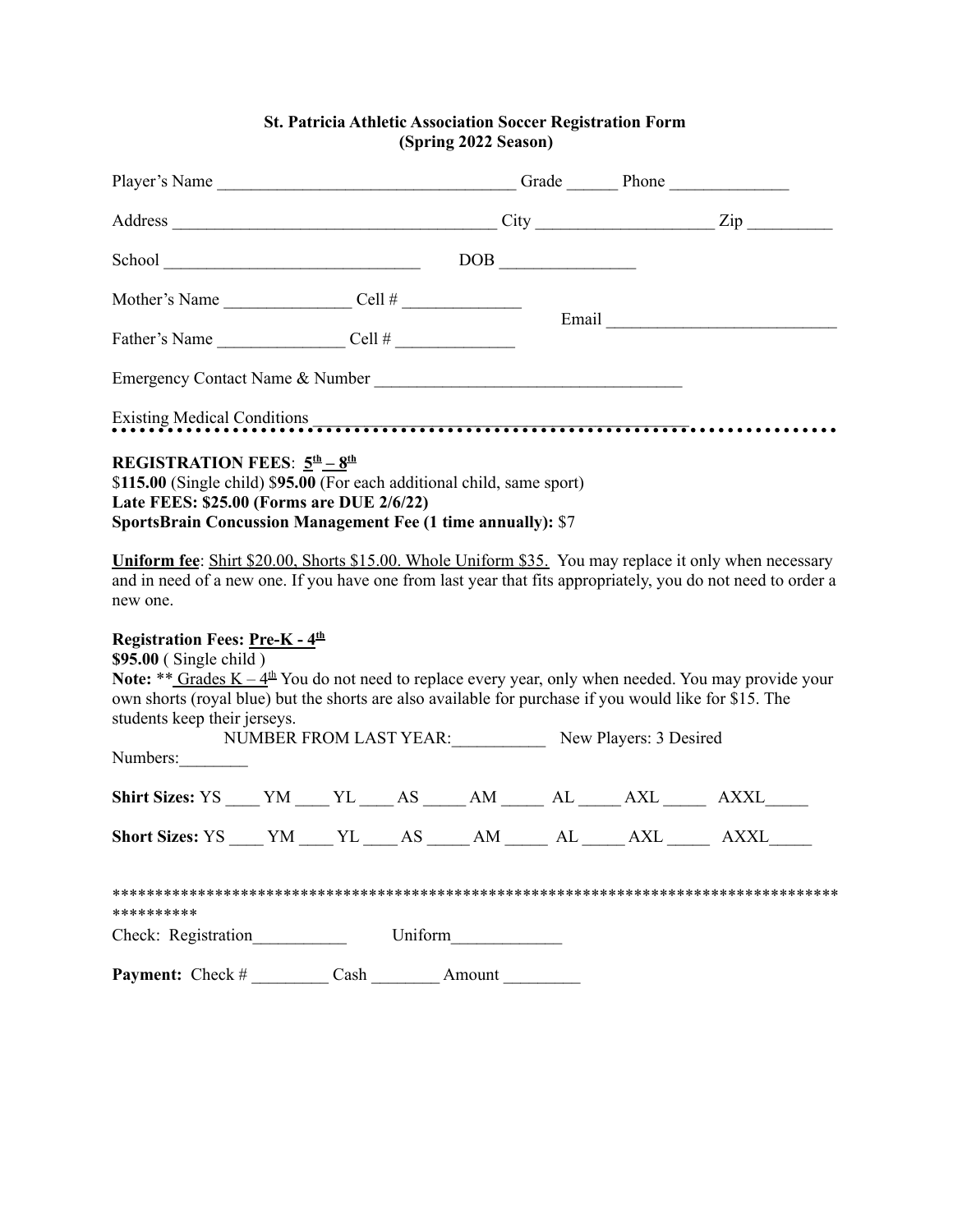**St. Patricia Athletic Association Soccer Registration Form**
**(Spring 2022 Season)**

Player's Name ___________________________________ Grade ______ Phone ______________

Address ______________________________________ City ____________________ Zip __________

School ______________________________ DOB ________________

Mother's Name _______________ Cell # ______________

Father's Name _______________ Cell # ______________

Email ___________________________

Emergency Contact Name & Number ___________________________________

Existing Medical Conditions _____________________________________________

**REGISTRATION FEES**: **5th – 8th**
$**115.00** (Single child) $**95.00** (For each additional child, same sport)
**Late FEES: $25.00 (Forms are DUE 2/6/22)**
**SportsBrain Concussion Management Fee (1 time annually):** $7

**Uniform fee**: Shirt $20.00, Shorts $15.00. Whole Uniform $35. You may replace it only when necessary and in need of a new one. If you have one from last year that fits appropriately, you do not need to order a new one.

**Registration Fees: Pre-K - 4th**
**$95.00** ( Single child )
**Note:** ** Grades K – 4th You do not need to replace every year, only when needed. You may provide your own shorts (royal blue) but the shorts are also available for purchase if you would like for $15. The students keep their jerseys.

NUMBER FROM LAST YEAR:___________ New Players: 3 Desired Numbers:________

**Shirt Sizes:** YS ____ YM ____ YL ____ AS _____ AM _____ AL _____ AXL _____ AXXL_____

**Short Sizes:** YS ____ YM ____ YL ____ AS _____ AM _____ AL _____ AXL _____ AXXL_____

************************************************************************************************

Check: Registration___________ Uniform_____________

**Payment:** Check # _________ Cash ________ Amount _________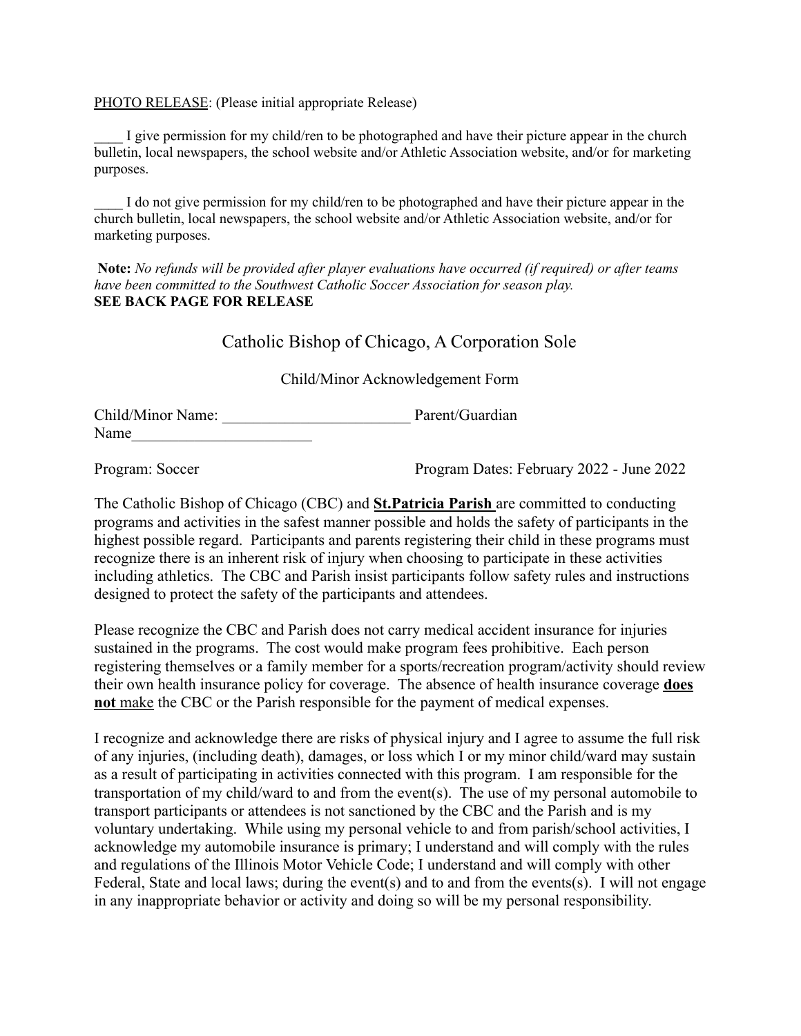PHOTO RELEASE: (Please initial appropriate Release)

____ I give permission for my child/ren to be photographed and have their picture appear in the church bulletin, local newspapers, the school website and/or Athletic Association website, and/or for marketing purposes.

____ I do not give permission for my child/ren to be photographed and have their picture appear in the church bulletin, local newspapers, the school website and/or Athletic Association website, and/or for marketing purposes.

**Note:** *No refunds will be provided after player evaluations have occurred (if required) or after teams have been committed to the Southwest Catholic Soccer Association for season play.*
**SEE BACK PAGE FOR RELEASE**

## Catholic Bishop of Chicago, A Corporation Sole

### Child/Minor Acknowledgement Form

Child/Minor Name: ________________________ Parent/Guardian Name_______________________

Program: Soccer Program Dates: February 2022 - June 2022

The Catholic Bishop of Chicago (CBC) and **St.Patricia Parish** are committed to conducting programs and activities in the safest manner possible and holds the safety of participants in the highest possible regard. Participants and parents registering their child in these programs must recognize there is an inherent risk of injury when choosing to participate in these activities including athletics. The CBC and Parish insist participants follow safety rules and instructions designed to protect the safety of the participants and attendees.

Please recognize the CBC and Parish does not carry medical accident insurance for injuries sustained in the programs. The cost would make program fees prohibitive. Each person registering themselves or a family member for a sports/recreation program/activity should review their own health insurance policy for coverage. The absence of health insurance coverage **does not** make the CBC or the Parish responsible for the payment of medical expenses.

I recognize and acknowledge there are risks of physical injury and I agree to assume the full risk of any injuries, (including death), damages, or loss which I or my minor child/ward may sustain as a result of participating in activities connected with this program. I am responsible for the transportation of my child/ward to and from the event(s). The use of my personal automobile to transport participants or attendees is not sanctioned by the CBC and the Parish and is my voluntary undertaking. While using my personal vehicle to and from parish/school activities, I acknowledge my automobile insurance is primary; I understand and will comply with the rules and regulations of the Illinois Motor Vehicle Code; I understand and will comply with other Federal, State and local laws; during the event(s) and to and from the events(s). I will not engage in any inappropriate behavior or activity and doing so will be my personal responsibility.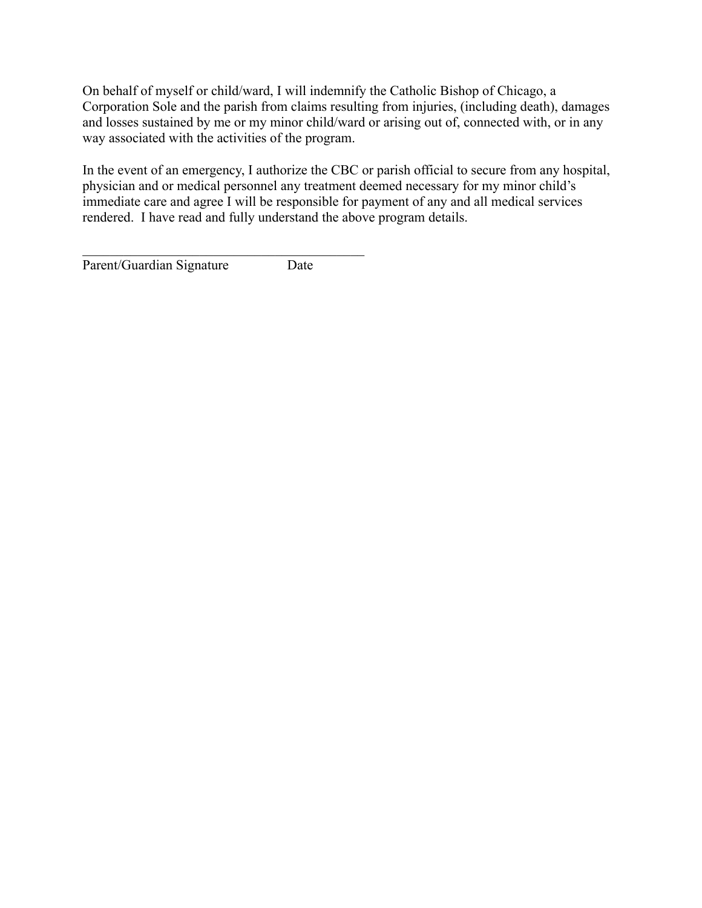On behalf of myself or child/ward, I will indemnify the Catholic Bishop of Chicago, a Corporation Sole and the parish from claims resulting from injuries, (including death), damages and losses sustained by me or my minor child/ward or arising out of, connected with, or in any way associated with the activities of the program.

In the event of an emergency, I authorize the CBC or parish official to secure from any hospital, physician and or medical personnel any treatment deemed necessary for my minor child's immediate care and agree I will be responsible for payment of any and all medical services rendered. I have read and fully understand the above program details.

_____________________________________________

Parent/Guardian Signature Date